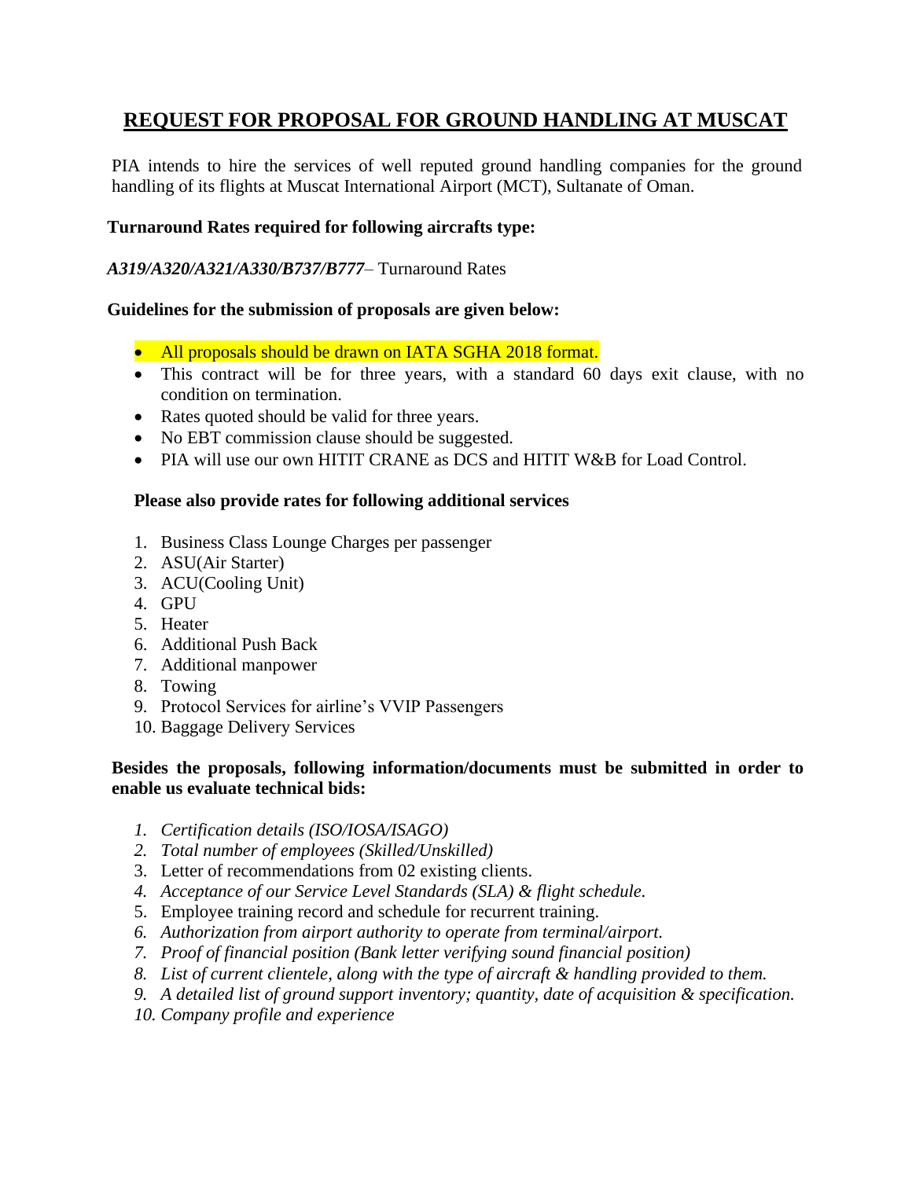# REQUEST FOR PROPOSAL FOR GROUND HANDLING AT MUSCAT

PIA intends to hire the services of well reputed ground handling companies for the ground handling of its flights at Muscat International Airport (MCT), Sultanate of Oman.

**Turnaround Rates required for following aircrafts type:**

***A319/A320/A321/A330/B737/B777***– Turnaround Rates

**Guidelines for the submission of proposals are given below:**

- All proposals should be drawn on IATA SGHA 2018 format.
- This contract will be for three years, with a standard 60 days exit clause, with no condition on termination.
- Rates quoted should be valid for three years.
- No EBT commission clause should be suggested.
- PIA will use our own HITIT CRANE as DCS and HITIT W&B for Load Control.

**Please also provide rates for following additional services**

1. Business Class Lounge Charges per passenger
2. ASU(Air Starter)
3. ACU(Cooling Unit)
4. GPU
5. Heater
6. Additional Push Back
7. Additional manpower
8. Towing
9. Protocol Services for airline's VVIP Passengers
10. Baggage Delivery Services

**Besides the proposals, following information/documents must be submitted in order to enable us evaluate technical bids:**

1. *Certification details (ISO/IOSA/ISAGO)*
2. *Total number of employees (Skilled/Unskilled)*
3. Letter of recommendations from 02 existing clients.
4. *Acceptance of our Service Level Standards (SLA) & flight schedule.*
5. Employee training record and schedule for recurrent training.
6. *Authorization from airport authority to operate from terminal/airport.*
7. *Proof of financial position (Bank letter verifying sound financial position)*
8. *List of current clientele, along with the type of aircraft & handling provided to them.*
9. *A detailed list of ground support inventory; quantity, date of acquisition & specification.*
10. *Company profile and experience*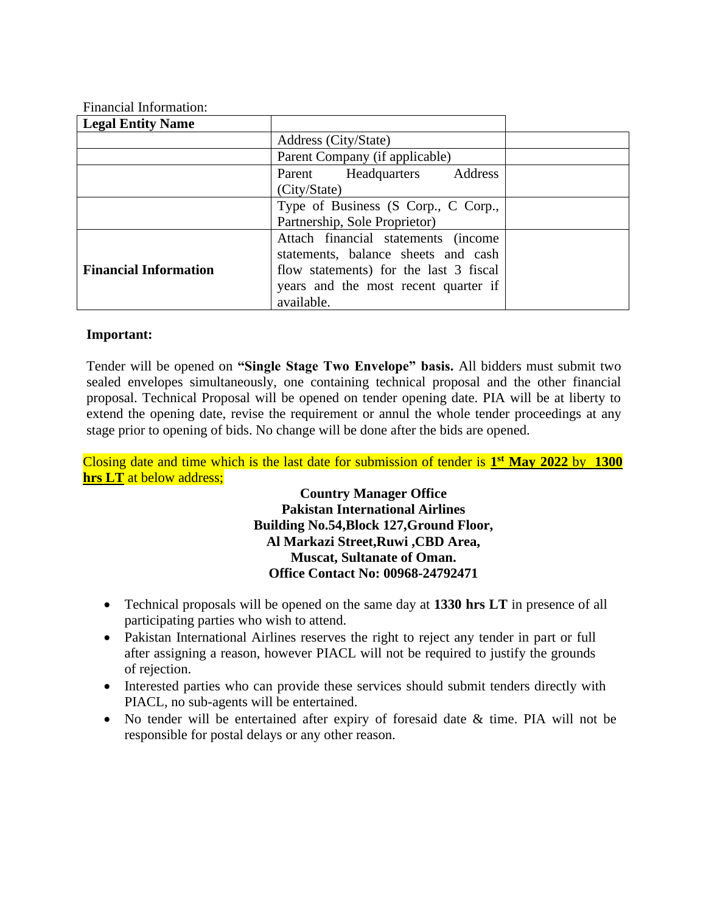Financial Information:

| **Legal Entity Name** | | |
|---|---|---|
| | Address (City/State) | |
| | Parent Company (if applicable) | |
| | Parent Headquarters Address (City/State) | |
| | Type of Business (S Corp., C Corp., Partnership, Sole Proprietor) | |
| **Financial Information** | Attach financial statements (income statements, balance sheets and cash flow statements) for the last 3 fiscal years and the most recent quarter if available. | |

**Important:**

Tender will be opened on **"Single Stage Two Envelope" basis.** All bidders must submit two sealed envelopes simultaneously, one containing technical proposal and the other financial proposal. Technical Proposal will be opened on tender opening date. PIA will be at liberty to extend the opening date, revise the requirement or annul the whole tender proceedings at any stage prior to opening of bids. No change will be done after the bids are opened.

Closing date and time which is the last date for submission of tender is **1st May 2022** by **1300 hrs LT** at below address;

**Country Manager Office**
**Pakistan International Airlines**
**Building No.54,Block 127,Ground Floor,**
**Al Markazi Street,Ruwi ,CBD Area,**
**Muscat, Sultanate of Oman.**
**Office Contact No: 00968-24792471**

- Technical proposals will be opened on the same day at **1330 hrs LT** in presence of all participating parties who wish to attend.
- Pakistan International Airlines reserves the right to reject any tender in part or full after assigning a reason, however PIACL will not be required to justify the grounds of rejection.
- Interested parties who can provide these services should submit tenders directly with PIACL, no sub-agents will be entertained.
- No tender will be entertained after expiry of foresaid date & time. PIA will not be responsible for postal delays or any other reason.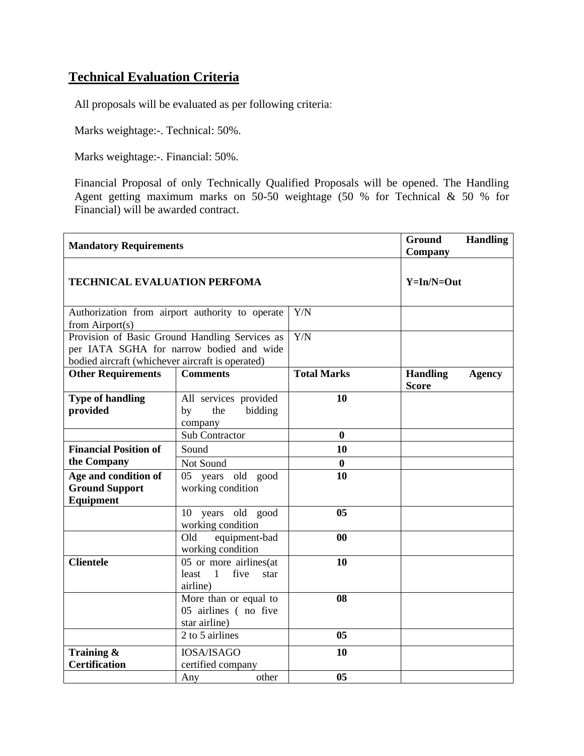## Technical Evaluation Criteria

All proposals will be evaluated as per following criteria:

Marks weightage:-. Technical: 50%.

Marks weightage:-. Financial: 50%.

Financial Proposal of only Technically Qualified Proposals will be opened. The Handling Agent getting maximum marks on 50-50 weightage (50 % for Technical & 50 % for Financial) will be awarded contract.

| **Mandatory Requirements** | | | **Ground Handling Company** |
|---|---|---|---|
| **TECHNICAL EVALUATION PERFOMA** | | | **Y=In/N=Out** |
| Authorization from airport authority to operate from Airport(s) | | Y/N | |
| Provision of Basic Ground Handling Services as per IATA SGHA for narrow bodied and wide bodied aircraft (whichever aircraft is operated) | | Y/N | |
| **Other Requirements** | **Comments** | **Total Marks** | **Handling Agency Score** |
| **Type of handling provided** | All services provided by the bidding company | **10** | |
| | Sub Contractor | **0** | |
| **Financial Position of the Company** | Sound | **10** | |
| | Not Sound | **0** | |
| **Age and condition of Ground Support Equipment** | 05 years old good working condition | **10** | |
| | 10 years old good working condition | **05** | |
| | Old equipment-bad working condition | **00** | |
| **Clientele** | 05 or more airlines(at least 1 five star airline) | **10** | |
| | More than or equal to 05 airlines ( no five star airline) | **08** | |
| | 2 to 5 airlines | **05** | |
| **Training & Certification** | IOSA/ISAGO certified company | **10** | |
| | Any other | **05** | |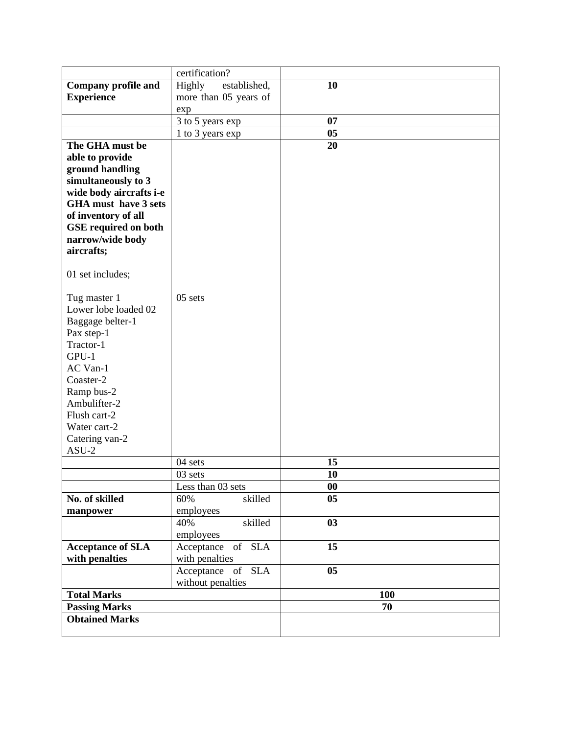| | | | |
|---|---|---|---|
| | certification? | | |
| **Company profile and Experience** | Highly established, more than 05 years of exp | **10** | |
| | 3 to 5 years exp | **07** | |
| | 1 to 3 years exp | **05** | |
| **The GHA must be able to provide ground handling simultaneously to 3 wide body aircrafts i-e GHA must have 3 sets of inventory of all GSE required on both narrow/wide body aircrafts;**<br><br>01 set includes;<br><br>Tug master 1<br>Lower lobe loaded 02<br>Baggage belter-1<br>Pax step-1<br>Tractor-1<br>GPU-1<br>AC Van-1<br>Coaster-2<br>Ramp bus-2<br>Ambulifter-2<br>Flush cart-2<br>Water cart-2<br>Catering van-2<br>ASU-2 | 05 sets | **20** | |
| | 04 sets | **15** | |
| | 03 sets | **10** | |
| | Less than 03 sets | **00** | |
| **No. of skilled manpower** | 60% skilled employees | **05** | |
| | 40% skilled employees | **03** | |
| **Acceptance of SLA with penalties** | Acceptance of SLA with penalties | **15** | |
| | Acceptance of SLA without penalties | **05** | |
| **Total Marks** | | **100** | |
| **Passing Marks** | | **70** | |
| **Obtained Marks** | | | |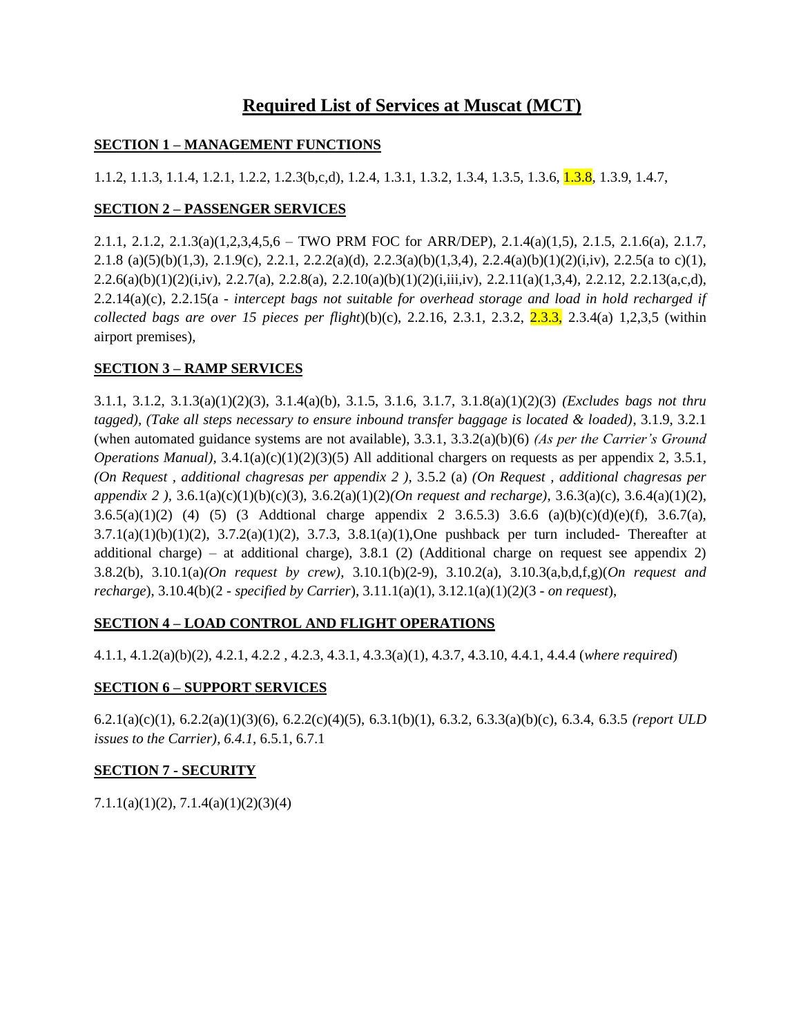# Required List of Services at Muscat (MCT)

**SECTION 1 – MANAGEMENT FUNCTIONS**

1.1.2, 1.1.3, 1.1.4, 1.2.1, 1.2.2, 1.2.3(b,c,d), 1.2.4, 1.3.1, 1.3.2, 1.3.4, 1.3.5, 1.3.6, 1.3.8, 1.3.9, 1.4.7,

**SECTION 2 – PASSENGER SERVICES**

2.1.1, 2.1.2, 2.1.3(a)(1,2,3,4,5,6 – TWO PRM FOC for ARR/DEP), 2.1.4(a)(1,5), 2.1.5, 2.1.6(a), 2.1.7, 2.1.8 (a)(5)(b)(1,3), 2.1.9(c), 2.2.1, 2.2.2(a)(d), 2.2.3(a)(b)(1,3,4), 2.2.4(a)(b)(1)(2)(i,iv), 2.2.5(a to c)(1), 2.2.6(a)(b)(1)(2)(i,iv), 2.2.7(a), 2.2.8(a), 2.2.10(a)(b)(1)(2)(i,iii,iv), 2.2.11(a)(1,3,4), 2.2.12, 2.2.13(a,c,d), 2.2.14(a)(c), 2.2.15(a - *intercept bags not suitable for overhead storage and load in hold recharged if collected bags are over 15 pieces per flight*)(b)(c), 2.2.16, 2.3.1, 2.3.2, 2.3.3, 2.3.4(a) 1,2,3,5 (within airport premises),

**SECTION 3 – RAMP SERVICES**

3.1.1, 3.1.2, 3.1.3(a)(1)(2)(3), 3.1.4(a)(b), 3.1.5, 3.1.6, 3.1.7, 3.1.8(a)(1)(2)(3) *(Excludes bags not thru tagged), (Take all steps necessary to ensure inbound transfer baggage is located & loaded)*, 3.1.9, 3.2.1 (when automated guidance systems are not available), 3.3.1, 3.3.2(a)(b)(6) *(As per the Carrier's Ground Operations Manual)*, 3.4.1(a)(c)(1)(2)(3)(5) All additional chargers on requests as per appendix 2, 3.5.1, *(On Request , additional chagresas per appendix 2 ),* 3.5.2 (a) *(On Request , additional chagresas per appendix 2 ),* 3.6.1(a)(c)(1)(b)(c)(3), 3.6.2(a)(1)(2)*(On request and recharge)*, 3.6.3(a)(c), 3.6.4(a)(1)(2), 3.6.5(a)(1)(2) (4) (5) (3 Addtional charge appendix 2 3.6.5.3) 3.6.6 (a)(b)(c)(d)(e)(f), 3.6.7(a), 3.7.1(a)(1)(b)(1)(2), 3.7.2(a)(1)(2), 3.7.3, 3.8.1(a)(1),One pushback per turn included- Thereafter at additional charge) – at additional charge), 3.8.1 (2) (Additional charge on request see appendix 2) 3.8.2(b), 3.10.1(a)*(On request by crew)*, 3.10.1(b)(2-9), 3.10.2(a), 3.10.3(a,b,d,f,g)(*On request and recharge*), 3.10.4(b)(2 - *specified by Carrier*), 3.11.1(a)(1), 3.12.1(a)(1)(2)(3 - *on request*),

**SECTION 4 – LOAD CONTROL AND FLIGHT OPERATIONS**

4.1.1, 4.1.2(a)(b)(2), 4.2.1, 4.2.2 , 4.2.3, 4.3.1, 4.3.3(a)(1), 4.3.7, 4.3.10, 4.4.1, 4.4.4 (*where required*)

**SECTION 6 – SUPPORT SERVICES**

6.2.1(a)(c)(1), 6.2.2(a)(1)(3)(6), 6.2.2(c)(4)(5), 6.3.1(b)(1), 6.3.2, 6.3.3(a)(b)(c), 6.3.4, 6.3.5 *(report ULD issues to the Carrier), 6.4.1,* 6.5.1, 6.7.1

**SECTION 7 - SECURITY**

7.1.1(a)(1)(2), 7.1.4(a)(1)(2)(3)(4)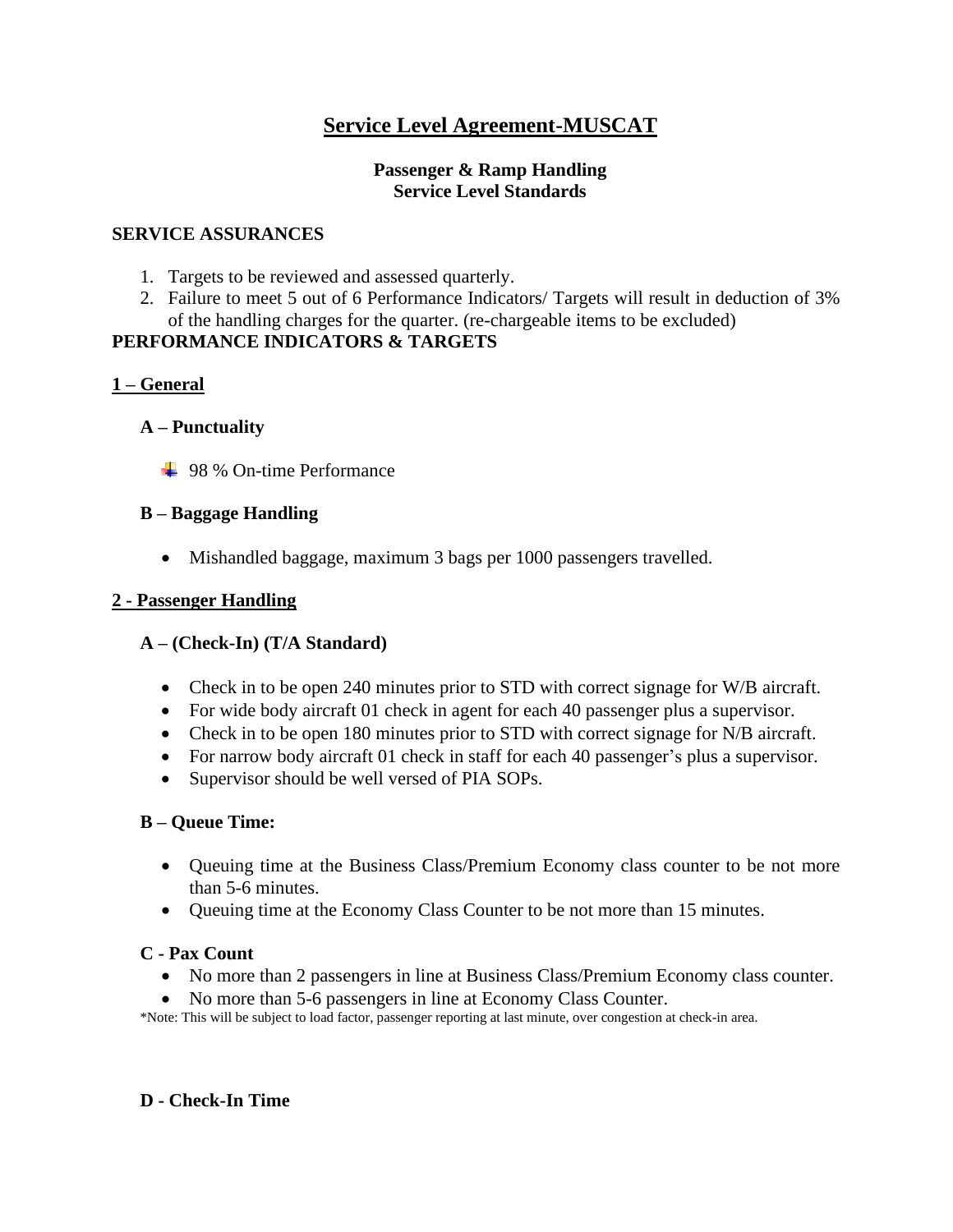# Service Level Agreement-MUSCAT

**Passenger & Ramp Handling**
**Service Level Standards**

**SERVICE ASSURANCES**

1. Targets to be reviewed and assessed quarterly.
2. Failure to meet 5 out of 6 Performance Indicators/ Targets will result in deduction of 3% of the handling charges for the quarter. (re-chargeable items to be excluded)

**PERFORMANCE INDICATORS & TARGETS**

## 1 – General

### A – Punctuality

- 98 % On-time Performance

### B – Baggage Handling

- Mishandled baggage, maximum 3 bags per 1000 passengers travelled.

## 2 - Passenger Handling

### A – (Check-In) (T/A Standard)

- Check in to be open 240 minutes prior to STD with correct signage for W/B aircraft.
- For wide body aircraft 01 check in agent for each 40 passenger plus a supervisor.
- Check in to be open 180 minutes prior to STD with correct signage for N/B aircraft.
- For narrow body aircraft 01 check in staff for each 40 passenger's plus a supervisor.
- Supervisor should be well versed of PIA SOPs.

### B – Queue Time:

- Queuing time at the Business Class/Premium Economy class counter to be not more than 5-6 minutes.
- Queuing time at the Economy Class Counter to be not more than 15 minutes.

### C - Pax Count

- No more than 2 passengers in line at Business Class/Premium Economy class counter.
- No more than 5-6 passengers in line at Economy Class Counter.

*Note: This will be subject to load factor, passenger reporting at last minute, over congestion at check-in area.

### D - Check-In Time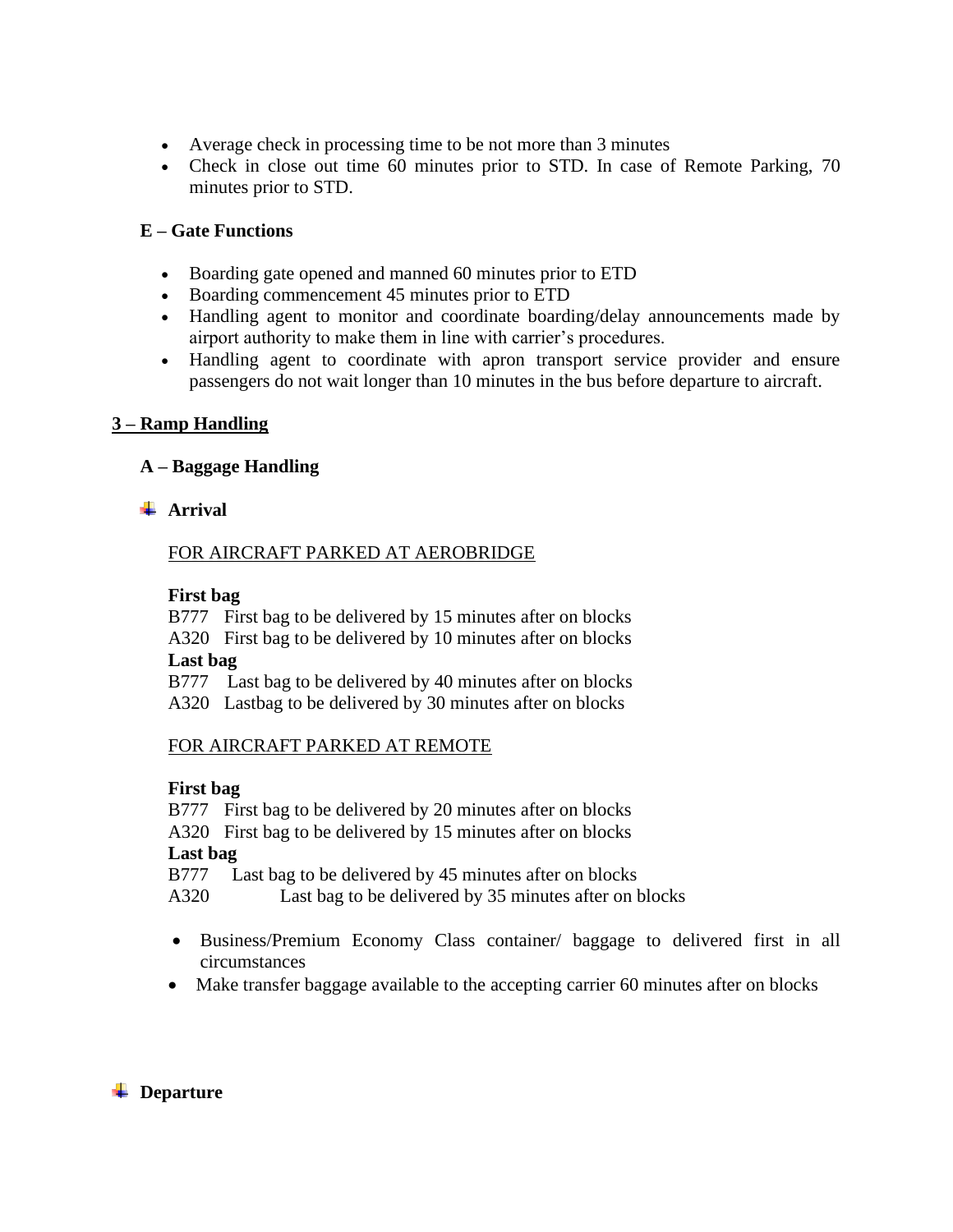- Average check in processing time to be not more than 3 minutes
- Check in close out time 60 minutes prior to STD. In case of Remote Parking, 70 minutes prior to STD.

### E – Gate Functions

- Boarding gate opened and manned 60 minutes prior to ETD
- Boarding commencement 45 minutes prior to ETD
- Handling agent to monitor and coordinate boarding/delay announcements made by airport authority to make them in line with carrier's procedures.
- Handling agent to coordinate with apron transport service provider and ensure passengers do not wait longer than 10 minutes in the bus before departure to aircraft.

## 3 – Ramp Handling

### A – Baggage Handling

#### Arrival

FOR AIRCRAFT PARKED AT AEROBRIDGE

**First bag**

B777 First bag to be delivered by 15 minutes after on blocks

A320 First bag to be delivered by 10 minutes after on blocks

**Last bag**

B777 Last bag to be delivered by 40 minutes after on blocks

A320 Lastbag to be delivered by 30 minutes after on blocks

FOR AIRCRAFT PARKED AT REMOTE

**First bag**

B777 First bag to be delivered by 20 minutes after on blocks

A320 First bag to be delivered by 15 minutes after on blocks

**Last bag**

B777 Last bag to be delivered by 45 minutes after on blocks

A320 Last bag to be delivered by 35 minutes after on blocks

- Business/Premium Economy Class container/ baggage to delivered first in all circumstances
- Make transfer baggage available to the accepting carrier 60 minutes after on blocks

#### Departure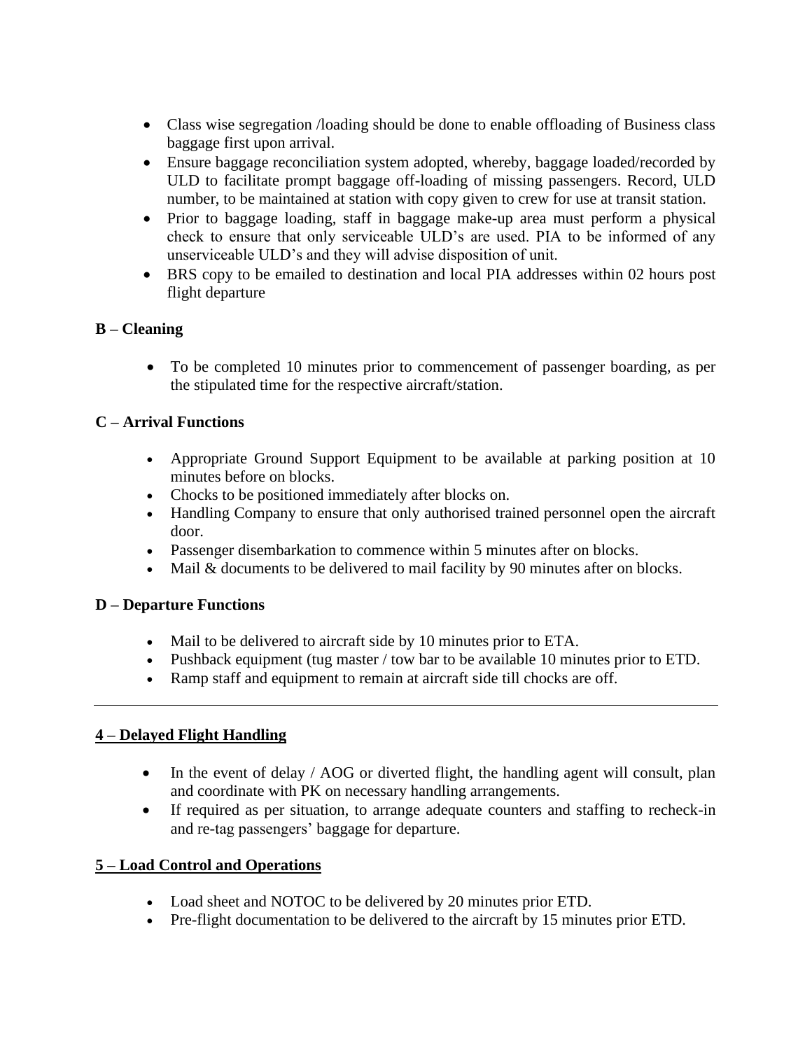- Class wise segregation /loading should be done to enable offloading of Business class baggage first upon arrival.
- Ensure baggage reconciliation system adopted, whereby, baggage loaded/recorded by ULD to facilitate prompt baggage off-loading of missing passengers. Record, ULD number, to be maintained at station with copy given to crew for use at transit station.
- Prior to baggage loading, staff in baggage make-up area must perform a physical check to ensure that only serviceable ULD's are used. PIA to be informed of any unserviceable ULD's and they will advise disposition of unit.
- BRS copy to be emailed to destination and local PIA addresses within 02 hours post flight departure

**B – Cleaning**

- To be completed 10 minutes prior to commencement of passenger boarding, as per the stipulated time for the respective aircraft/station.

**C – Arrival Functions**

- Appropriate Ground Support Equipment to be available at parking position at 10 minutes before on blocks.
- Chocks to be positioned immediately after blocks on.
- Handling Company to ensure that only authorised trained personnel open the aircraft door.
- Passenger disembarkation to commence within 5 minutes after on blocks.
- Mail & documents to be delivered to mail facility by 90 minutes after on blocks.

**D – Departure Functions**

- Mail to be delivered to aircraft side by 10 minutes prior to ETA.
- Pushback equipment (tug master / tow bar to be available 10 minutes prior to ETD.
- Ramp staff and equipment to remain at aircraft side till chocks are off.

---

## 4 – Delayed Flight Handling

- In the event of delay / AOG or diverted flight, the handling agent will consult, plan and coordinate with PK on necessary handling arrangements.
- If required as per situation, to arrange adequate counters and staffing to recheck-in and re-tag passengers' baggage for departure.

## 5 – Load Control and Operations

- Load sheet and NOTOC to be delivered by 20 minutes prior ETD.
- Pre-flight documentation to be delivered to the aircraft by 15 minutes prior ETD.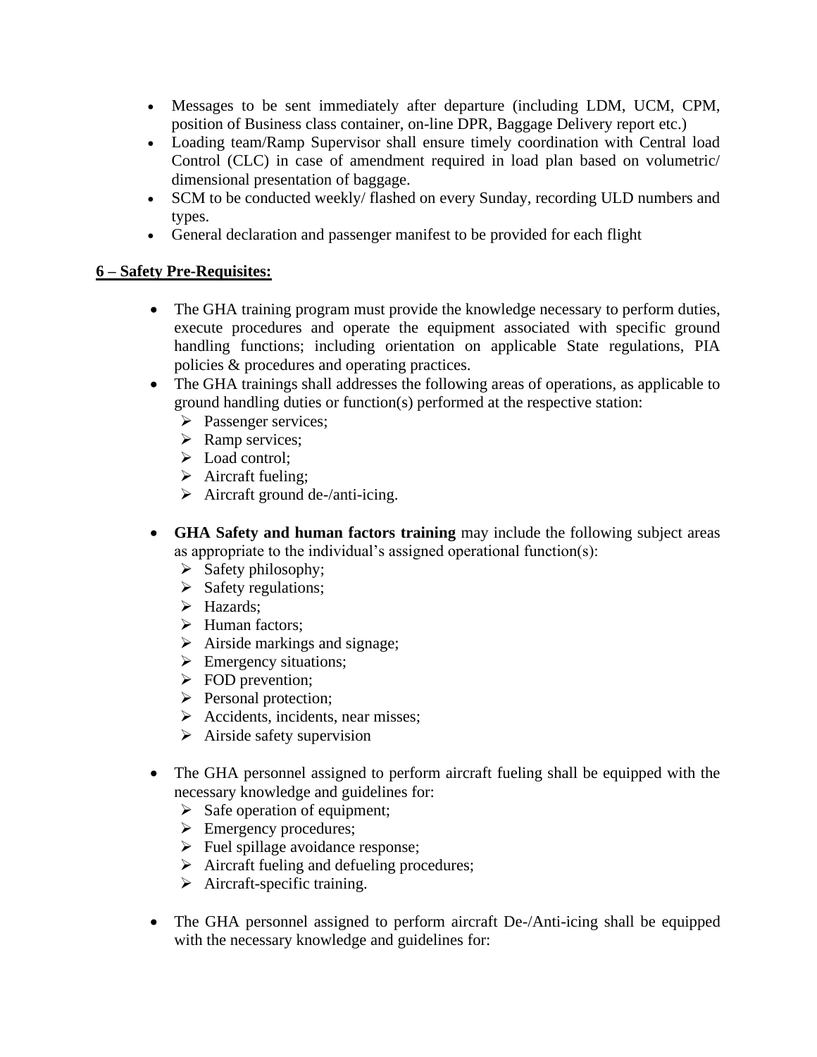- Messages to be sent immediately after departure (including LDM, UCM, CPM, position of Business class container, on-line DPR, Baggage Delivery report etc.)
- Loading team/Ramp Supervisor shall ensure timely coordination with Central load Control (CLC) in case of amendment required in load plan based on volumetric/ dimensional presentation of baggage.
- SCM to be conducted weekly/ flashed on every Sunday, recording ULD numbers and types.
- General declaration and passenger manifest to be provided for each flight

## <u>6 – Safety Pre-Requisites:</u>

- The GHA training program must provide the knowledge necessary to perform duties, execute procedures and operate the equipment associated with specific ground handling functions; including orientation on applicable State regulations, PIA policies & procedures and operating practices.
- The GHA trainings shall addresses the following areas of operations, as applicable to ground handling duties or function(s) performed at the respective station:
  - Passenger services;
  - Ramp services;
  - Load control;
  - Aircraft fueling;
  - Aircraft ground de-/anti-icing.

- **GHA Safety and human factors training** may include the following subject areas as appropriate to the individual's assigned operational function(s):
  - Safety philosophy;
  - Safety regulations;
  - Hazards;
  - Human factors;
  - Airside markings and signage;
  - Emergency situations;
  - FOD prevention;
  - Personal protection;
  - Accidents, incidents, near misses;
  - Airside safety supervision

- The GHA personnel assigned to perform aircraft fueling shall be equipped with the necessary knowledge and guidelines for:
  - Safe operation of equipment;
  - Emergency procedures;
  - Fuel spillage avoidance response;
  - Aircraft fueling and defueling procedures;
  - Aircraft-specific training.

- The GHA personnel assigned to perform aircraft De-/Anti-icing shall be equipped with the necessary knowledge and guidelines for: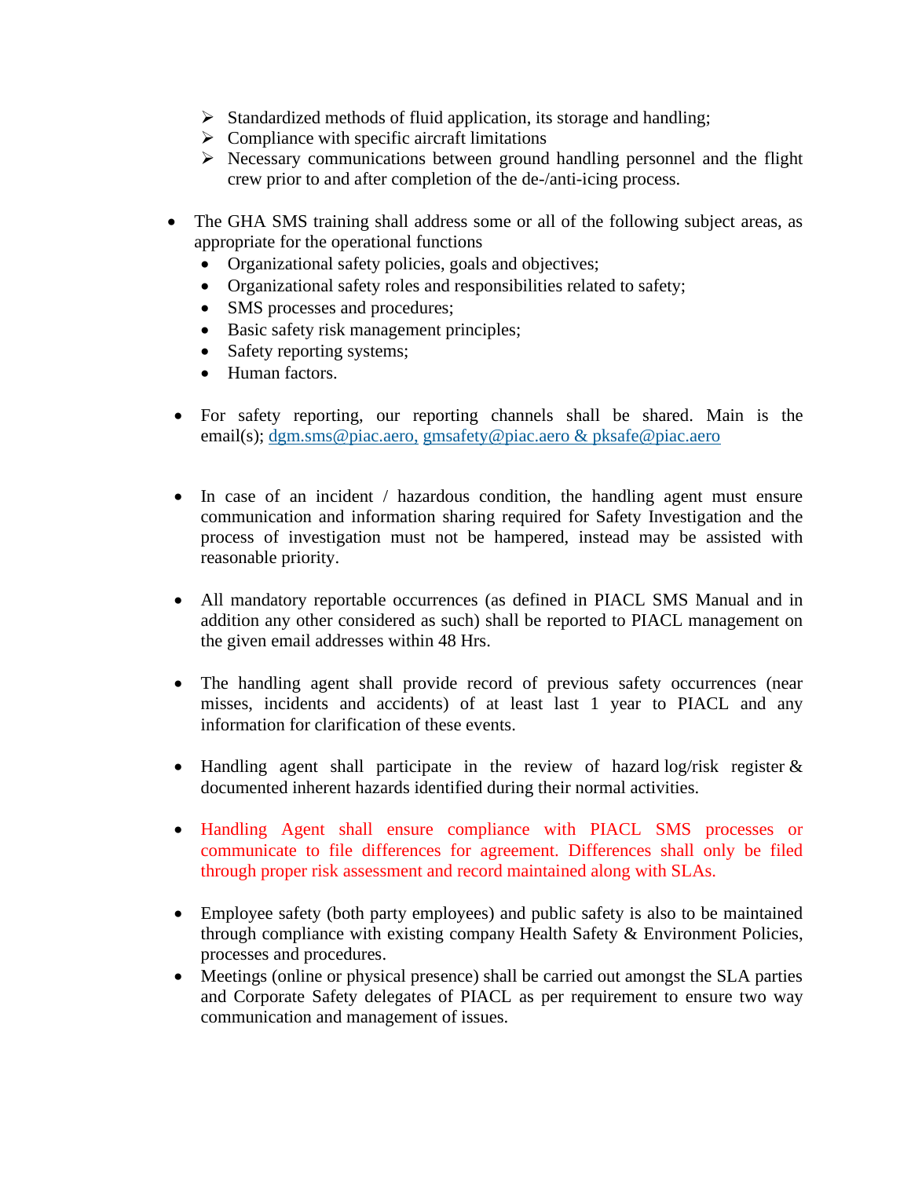- Standardized methods of fluid application, its storage and handling;
- Compliance with specific aircraft limitations
- Necessary communications between ground handling personnel and the flight crew prior to and after completion of the de-/anti-icing process.

- The GHA SMS training shall address some or all of the following subject areas, as appropriate for the operational functions
  - Organizational safety policies, goals and objectives;
  - Organizational safety roles and responsibilities related to safety;
  - SMS processes and procedures;
  - Basic safety risk management principles;
  - Safety reporting systems;
  - Human factors.

- For safety reporting, our reporting channels shall be shared. Main is the email(s); dgm.sms@piac.aero, gmsafety@piac.aero & pksafe@piac.aero

- In case of an incident / hazardous condition, the handling agent must ensure communication and information sharing required for Safety Investigation and the process of investigation must not be hampered, instead may be assisted with reasonable priority.

- All mandatory reportable occurrences (as defined in PIACL SMS Manual and in addition any other considered as such) shall be reported to PIACL management on the given email addresses within 48 Hrs.

- The handling agent shall provide record of previous safety occurrences (near misses, incidents and accidents) of at least last 1 year to PIACL and any information for clarification of these events.

- Handling agent shall participate in the review of hazard log/risk register & documented inherent hazards identified during their normal activities.

- Handling Agent shall ensure compliance with PIACL SMS processes or communicate to file differences for agreement. Differences shall only be filed through proper risk assessment and record maintained along with SLAs.

- Employee safety (both party employees) and public safety is also to be maintained through compliance with existing company Health Safety & Environment Policies, processes and procedures.
- Meetings (online or physical presence) shall be carried out amongst the SLA parties and Corporate Safety delegates of PIACL as per requirement to ensure two way communication and management of issues.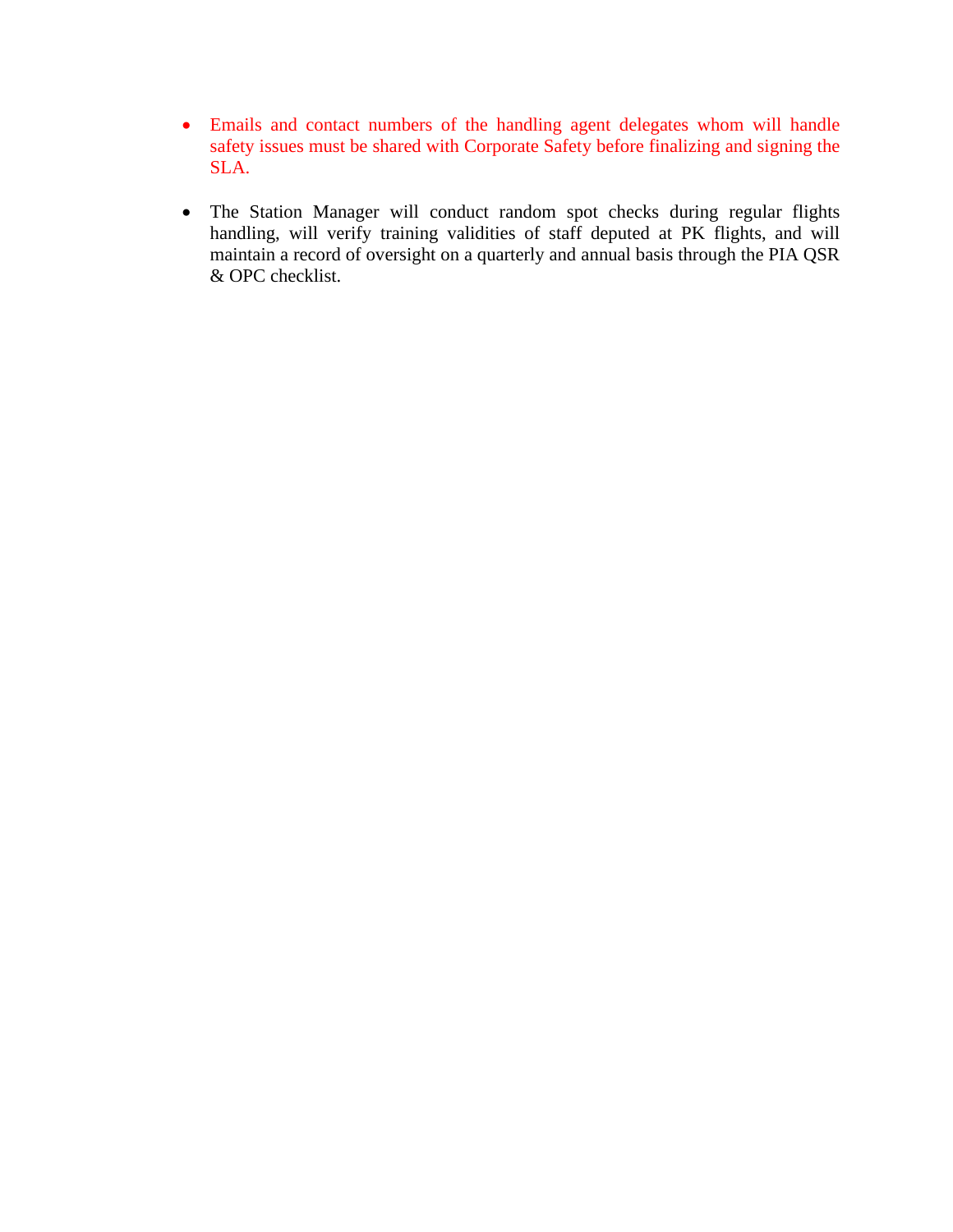- Emails and contact numbers of the handling agent delegates whom will handle safety issues must be shared with Corporate Safety before finalizing and signing the SLA.

- The Station Manager will conduct random spot checks during regular flights handling, will verify training validities of staff deputed at PK flights, and will maintain a record of oversight on a quarterly and annual basis through the PIA QSR & OPC checklist.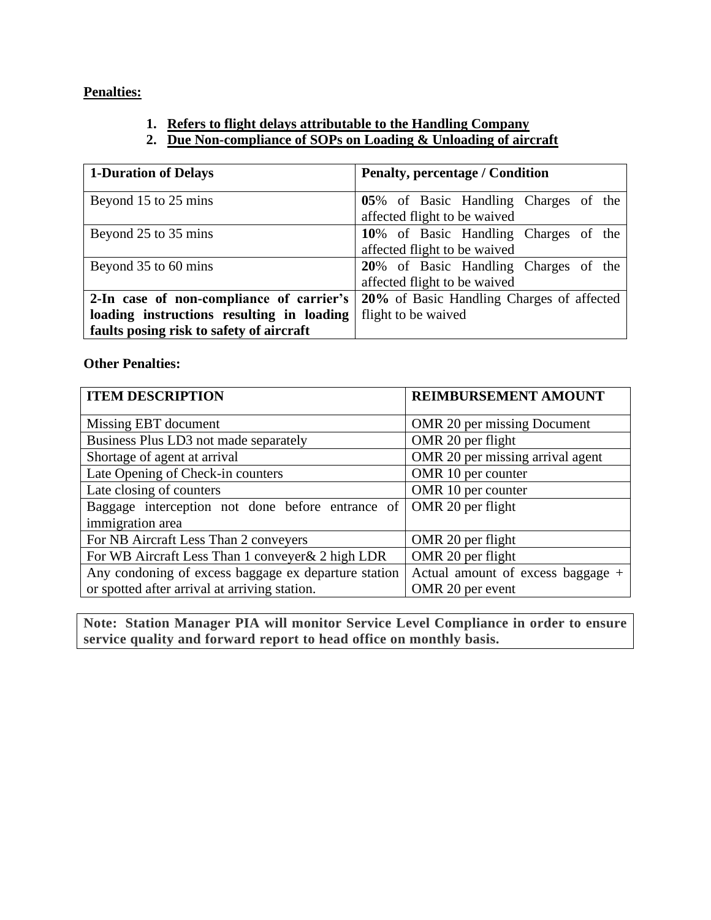**<u>Penalties:</u>**

1. **<u>Refers to flight delays attributable to the Handling Company</u>**
2. **<u>Due Non-compliance of SOPs on Loading & Unloading of aircraft</u>**

| **1-Duration of Delays** | **Penalty, percentage / Condition** |
|---|---|
| Beyond 15 to 25 mins | **05**% of Basic Handling Charges of the affected flight to be waived |
| Beyond 25 to 35 mins | **10**% of Basic Handling Charges of the affected flight to be waived |
| Beyond 35 to 60 mins | **20**% of Basic Handling Charges of the affected flight to be waived |
| **2-In case of non-compliance of carrier's loading instructions resulting in loading faults posing risk to safety of aircraft** | **20%** of Basic Handling Charges of affected flight to be waived |

**Other Penalties:**

| **ITEM DESCRIPTION** | **REIMBURSEMENT AMOUNT** |
|---|---|
| Missing EBT document | OMR 20 per missing Document |
| Business Plus LD3 not made separately | OMR 20 per flight |
| Shortage of agent at arrival | OMR 20 per missing arrival agent |
| Late Opening of Check-in counters | OMR 10 per counter |
| Late closing of counters | OMR 10 per counter |
| Baggage interception not done before entrance of immigration area | OMR 20 per flight |
| For NB Aircraft Less Than 2 conveyers | OMR 20 per flight |
| For WB Aircraft Less Than 1 conveyer& 2 high LDR | OMR 20 per flight |
| Any condoning of excess baggage ex departure station or spotted after arrival at arriving station. | Actual amount of excess baggage + OMR 20 per event |

**Note: Station Manager PIA will monitor Service Level Compliance in order to ensure service quality and forward report to head office on monthly basis.**